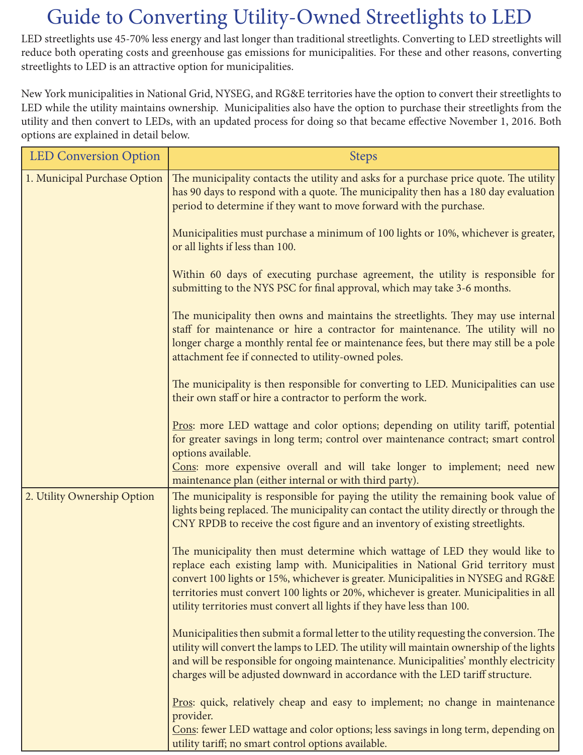# Guide to Converting Utility-Owned Streetlights to LED

LED streetlights use 45-70% less energy and last longer than traditional streetlights. Converting to LED streetlights will reduce both operating costs and greenhouse gas emissions for municipalities. For these and other reasons, converting streetlights to LED is an attractive option for municipalities.

New York municipalities in National Grid, NYSEG, and RG&E territories have the option to convert their streetlights to LED while the utility maintains ownership. Municipalities also have the option to purchase their streetlights from the utility and then convert to LEDs, with an updated process for doing so that became effective November 1, 2016. Both options are explained in detail below.

| LED Conversion Option | Steps |
| --- | --- |
| 1. Municipal Purchase Option | The municipality contacts the utility and asks for a purchase price quote. The utility has 90 days to respond with a quote. The municipality then has a 180 day evaluation period to determine if they want to move forward with the purchase.<br><br>Municipalities must purchase a minimum of 100 lights or 10%, whichever is greater, or all lights if less than 100.<br><br>Within 60 days of executing purchase agreement, the utility is responsible for submitting to the NYS PSC for final approval, which may take 3-6 months.<br><br>The municipality then owns and maintains the streetlights. They may use internal staff for maintenance or hire a contractor for maintenance. The utility will no longer charge a monthly rental fee or maintenance fees, but there may still be a pole attachment fee if connected to utility-owned poles.<br><br>The municipality is then responsible for converting to LED. Municipalities can use their own staff or hire a contractor to perform the work.<br><br><u>Pros</u>: more LED wattage and color options; depending on utility tariff, potential for greater savings in long term; control over maintenance contract; smart control options available.<br><u>Cons</u>: more expensive overall and will take longer to implement; need new maintenance plan (either internal or with third party). |
| 2. Utility Ownership Option | The municipality is responsible for paying the utility the remaining book value of lights being replaced. The municipality can contact the utility directly or through the CNY RPDB to receive the cost figure and an inventory of existing streetlights.<br><br>The municipality then must determine which wattage of LED they would like to replace each existing lamp with. Municipalities in National Grid territory must convert 100 lights or 15%, whichever is greater. Municipalities in NYSEG and RG&E territories must convert 100 lights or 20%, whichever is greater. Municipalities in all utility territories must convert all lights if they have less than 100.<br><br>Municipalities then submit a formal letter to the utility requesting the conversion. The utility will convert the lamps to LED. The utility will maintain ownership of the lights and will be responsible for ongoing maintenance. Municipalities' monthly electricity charges will be adjusted downward in accordance with the LED tariff structure.<br><br><u>Pros</u>: quick, relatively cheap and easy to implement; no change in maintenance provider.<br><u>Cons</u>: fewer LED wattage and color options; less savings in long term, depending on utility tariff; no smart control options available. |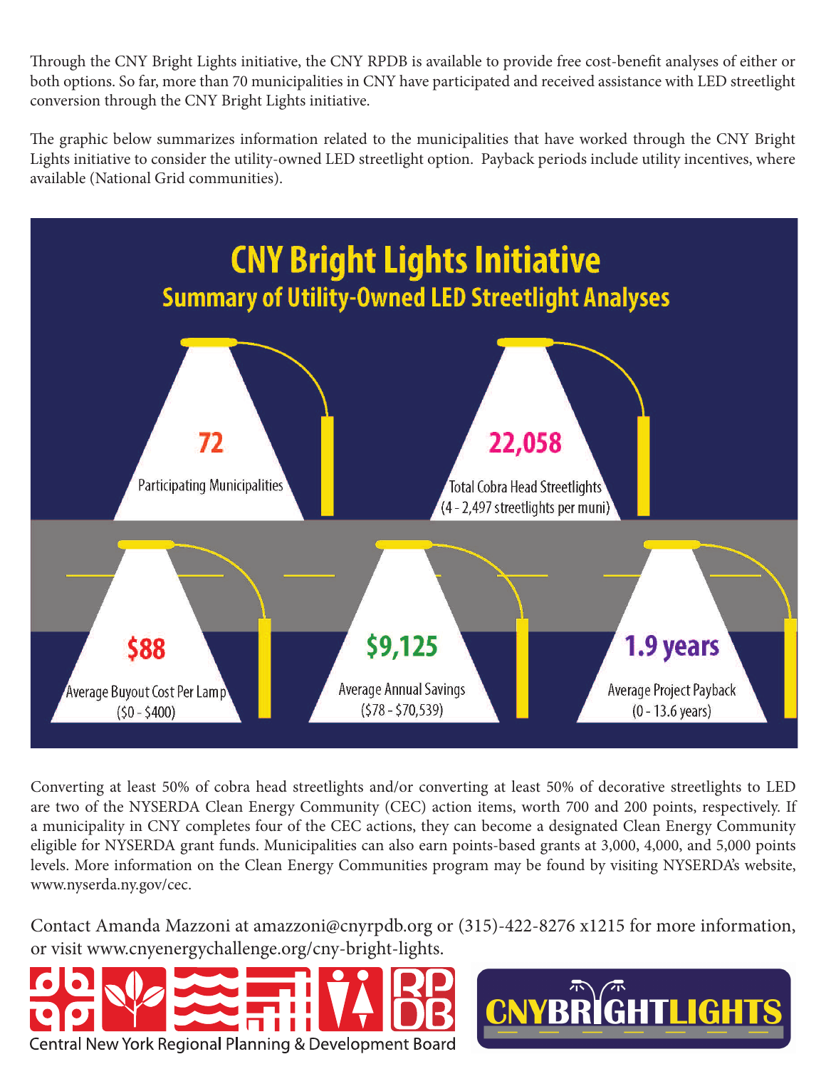Through the CNY Bright Lights initiative, the CNY RPDB is available to provide free cost-benefit analyses of either or both options. So far, more than 70 municipalities in CNY have participated and received assistance with LED streetlight conversion through the CNY Bright Lights initiative.

The graphic below summarizes information related to the municipalities that have worked through the CNY Bright Lights initiative to consider the utility-owned LED streetlight option. Payback periods include utility incentives, where available (National Grid communities).

## CNY Bright Lights Initiative

### Summary of Utility-Owned LED Streetlight Analyses

72
Participating Municipalities

22,058
Total Cobra Head Streetlights
(4 - 2,497 streetlights per muni)

$88
Average Buyout Cost Per Lamp
($0 - $400)

$9,125
Average Annual Savings
($78 - $70,539)

1.9 years
Average Project Payback
(0 - 13.6 years)

Converting at least 50% of cobra head streetlights and/or converting at least 50% of decorative streetlights to LED are two of the NYSERDA Clean Energy Community (CEC) action items, worth 700 and 200 points, respectively. If a municipality in CNY completes four of the CEC actions, they can become a designated Clean Energy Community eligible for NYSERDA grant funds. Municipalities can also earn points-based grants at 3,000, 4,000, and 5,000 points levels. More information on the Clean Energy Communities program may be found by visiting NYSERDA's website, www.nyserda.ny.gov/cec.

Contact Amanda Mazzoni at amazzoni@cnyrpdb.org or (315)-422-8276 x1215 for more information, or visit www.cnyenergychallenge.org/cny-bright-lights.

Central New York Regional Planning & Development Board

CNYBRIGHTLIGHTS